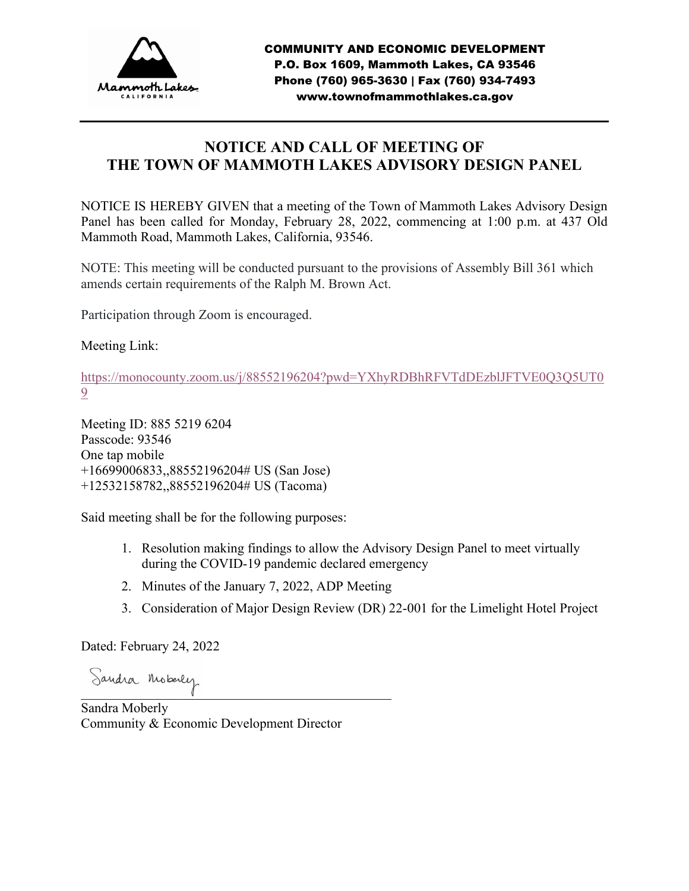COMMUNITY AND ECONOMIC DEVELOPMENT
P.O. Box 1609, Mammoth Lakes, CA 93546
Phone (760) 965-3630 | Fax (760) 934-7493
www.townofmammothlakes.ca.gov

# NOTICE AND CALL OF MEETING OF THE TOWN OF MAMMOTH LAKES ADVISORY DESIGN PANEL

NOTICE IS HEREBY GIVEN that a meeting of the Town of Mammoth Lakes Advisory Design Panel has been called for Monday, February 28, 2022, commencing at 1:00 p.m. at 437 Old Mammoth Road, Mammoth Lakes, California, 93546.

NOTE: This meeting will be conducted pursuant to the provisions of Assembly Bill 361 which amends certain requirements of the Ralph M. Brown Act.

Participation through Zoom is encouraged.

Meeting Link:

https://monocounty.zoom.us/j/88552196204?pwd=YXhyRDBhRFVTdDEzblJFTVE0Q3Q5UT09

Meeting ID: 885 5219 6204
Passcode: 93546
One tap mobile
+16699006833,,88552196204# US (San Jose)
+12532158782,,88552196204# US (Tacoma)

Said meeting shall be for the following purposes:

1. Resolution making findings to allow the Advisory Design Panel to meet virtually during the COVID-19 pandemic declared emergency
2. Minutes of the January 7, 2022, ADP Meeting
3. Consideration of Major Design Review (DR) 22-001 for the Limelight Hotel Project

Dated: February 24, 2022

Sandra Moberly
Community & Economic Development Director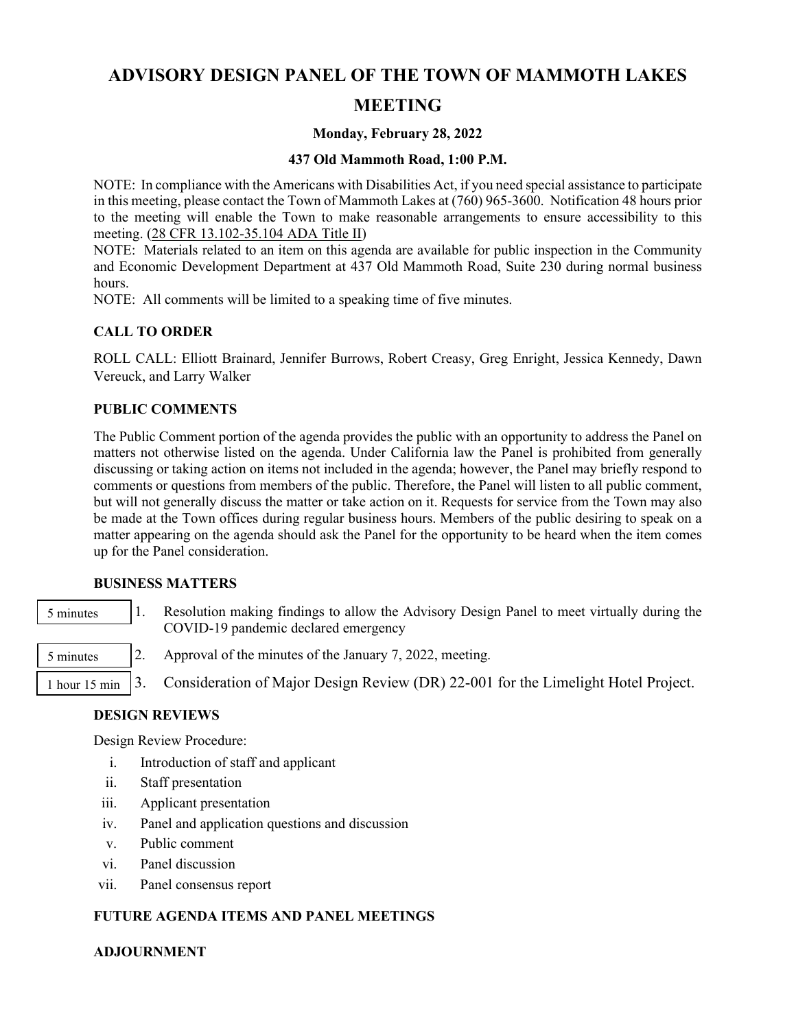# ADVISORY DESIGN PANEL OF THE TOWN OF MAMMOTH LAKES MEETING

**Monday, February 28, 2022**

**437 Old Mammoth Road, 1:00 P.M.**

NOTE: In compliance with the Americans with Disabilities Act, if you need special assistance to participate in this meeting, please contact the Town of Mammoth Lakes at (760) 965-3600. Notification 48 hours prior to the meeting will enable the Town to make reasonable arrangements to ensure accessibility to this meeting. (28 CFR 13.102-35.104 ADA Title II)

NOTE: Materials related to an item on this agenda are available for public inspection in the Community and Economic Development Department at 437 Old Mammoth Road, Suite 230 during normal business hours.

NOTE: All comments will be limited to a speaking time of five minutes.

### CALL TO ORDER

ROLL CALL: Elliott Brainard, Jennifer Burrows, Robert Creasy, Greg Enright, Jessica Kennedy, Dawn Vereuck, and Larry Walker

### PUBLIC COMMENTS

The Public Comment portion of the agenda provides the public with an opportunity to address the Panel on matters not otherwise listed on the agenda. Under California law the Panel is prohibited from generally discussing or taking action on items not included in the agenda; however, the Panel may briefly respond to comments or questions from members of the public. Therefore, the Panel will listen to all public comment, but will not generally discuss the matter or take action on it. Requests for service from the Town may also be made at the Town offices during regular business hours. Members of the public desiring to speak on a matter appearing on the agenda should ask the Panel for the opportunity to be heard when the item comes up for the Panel consideration.

### BUSINESS MATTERS

| | | |
|---|---|---|
| 5 minutes | 1. | Resolution making findings to allow the Advisory Design Panel to meet virtually during the COVID-19 pandemic declared emergency |
| 5 minutes | 2. | Approval of the minutes of the January 7, 2022, meeting. |
| 1 hour 15 min | 3. | Consideration of Major Design Review (DR) 22-001 for the Limelight Hotel Project. |

### DESIGN REVIEWS

Design Review Procedure:

i. Introduction of staff and applicant
ii. Staff presentation
iii. Applicant presentation
iv. Panel and application questions and discussion
v. Public comment
vi. Panel discussion
vii. Panel consensus report

### FUTURE AGENDA ITEMS AND PANEL MEETINGS

### ADJOURNMENT